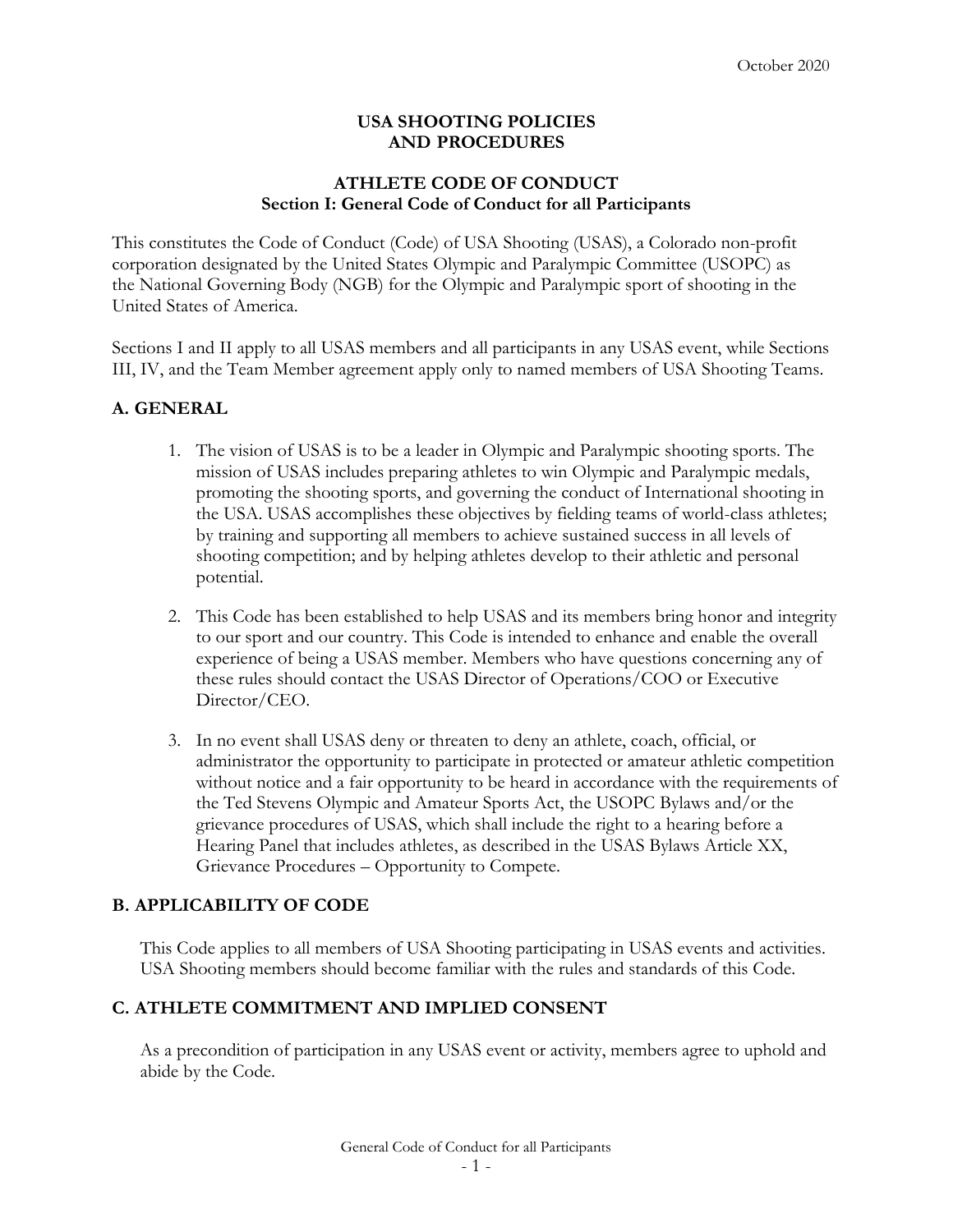October 2020

# USA SHOOTING POLICIES AND PROCEDURES

## ATHLETE CODE OF CONDUCT
### Section I: General Code of Conduct for all Participants

This constitutes the Code of Conduct (Code) of USA Shooting (USAS), a Colorado non-profit corporation designated by the United States Olympic and Paralympic Committee (USOPC) as the National Governing Body (NGB) for the Olympic and Paralympic sport of shooting in the United States of America.

Sections I and II apply to all USAS members and all participants in any USAS event, while Sections III, IV, and the Team Member agreement apply only to named members of USA Shooting Teams.

### A. GENERAL

1. The vision of USAS is to be a leader in Olympic and Paralympic shooting sports. The mission of USAS includes preparing athletes to win Olympic and Paralympic medals, promoting the shooting sports, and governing the conduct of International shooting in the USA. USAS accomplishes these objectives by fielding teams of world-class athletes; by training and supporting all members to achieve sustained success in all levels of shooting competition; and by helping athletes develop to their athletic and personal potential.
2. This Code has been established to help USAS and its members bring honor and integrity to our sport and our country. This Code is intended to enhance and enable the overall experience of being a USAS member. Members who have questions concerning any of these rules should contact the USAS Director of Operations/COO or Executive Director/CEO.
3. In no event shall USAS deny or threaten to deny an athlete, coach, official, or administrator the opportunity to participate in protected or amateur athletic competition without notice and a fair opportunity to be heard in accordance with the requirements of the Ted Stevens Olympic and Amateur Sports Act, the USOPC Bylaws and/or the grievance procedures of USAS, which shall include the right to a hearing before a Hearing Panel that includes athletes, as described in the USAS Bylaws Article XX, Grievance Procedures – Opportunity to Compete.

### B. APPLICABILITY OF CODE

This Code applies to all members of USA Shooting participating in USAS events and activities. USA Shooting members should become familiar with the rules and standards of this Code.

### C. ATHLETE COMMITMENT AND IMPLIED CONSENT

As a precondition of participation in any USAS event or activity, members agree to uphold and abide by the Code.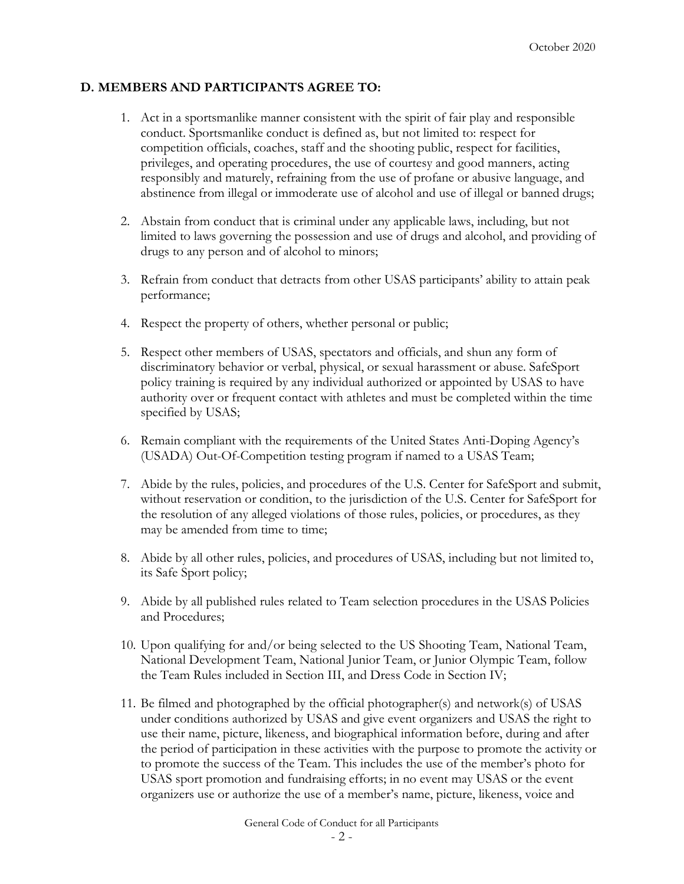### D. MEMBERS AND PARTICIPANTS AGREE TO:

1. Act in a sportsmanlike manner consistent with the spirit of fair play and responsible conduct. Sportsmanlike conduct is defined as, but not limited to: respect for competition officials, coaches, staff and the shooting public, respect for facilities, privileges, and operating procedures, the use of courtesy and good manners, acting responsibly and maturely, refraining from the use of profane or abusive language, and abstinence from illegal or immoderate use of alcohol and use of illegal or banned drugs;

2. Abstain from conduct that is criminal under any applicable laws, including, but not limited to laws governing the possession and use of drugs and alcohol, and providing of drugs to any person and of alcohol to minors;

3. Refrain from conduct that detracts from other USAS participants' ability to attain peak performance;

4. Respect the property of others, whether personal or public;

5. Respect other members of USAS, spectators and officials, and shun any form of discriminatory behavior or verbal, physical, or sexual harassment or abuse. SafeSport policy training is required by any individual authorized or appointed by USAS to have authority over or frequent contact with athletes and must be completed within the time specified by USAS;

6. Remain compliant with the requirements of the United States Anti-Doping Agency's (USADA) Out-Of-Competition testing program if named to a USAS Team;

7. Abide by the rules, policies, and procedures of the U.S. Center for SafeSport and submit, without reservation or condition, to the jurisdiction of the U.S. Center for SafeSport for the resolution of any alleged violations of those rules, policies, or procedures, as they may be amended from time to time;

8. Abide by all other rules, policies, and procedures of USAS, including but not limited to, its Safe Sport policy;

9. Abide by all published rules related to Team selection procedures in the USAS Policies and Procedures;

10. Upon qualifying for and/or being selected to the US Shooting Team, National Team, National Development Team, National Junior Team, or Junior Olympic Team, follow the Team Rules included in Section III, and Dress Code in Section IV;

11. Be filmed and photographed by the official photographer(s) and network(s) of USAS under conditions authorized by USAS and give event organizers and USAS the right to use their name, picture, likeness, and biographical information before, during and after the period of participation in these activities with the purpose to promote the activity or to promote the success of the Team. This includes the use of the member's photo for USAS sport promotion and fundraising efforts; in no event may USAS or the event organizers use or authorize the use of a member's name, picture, likeness, voice and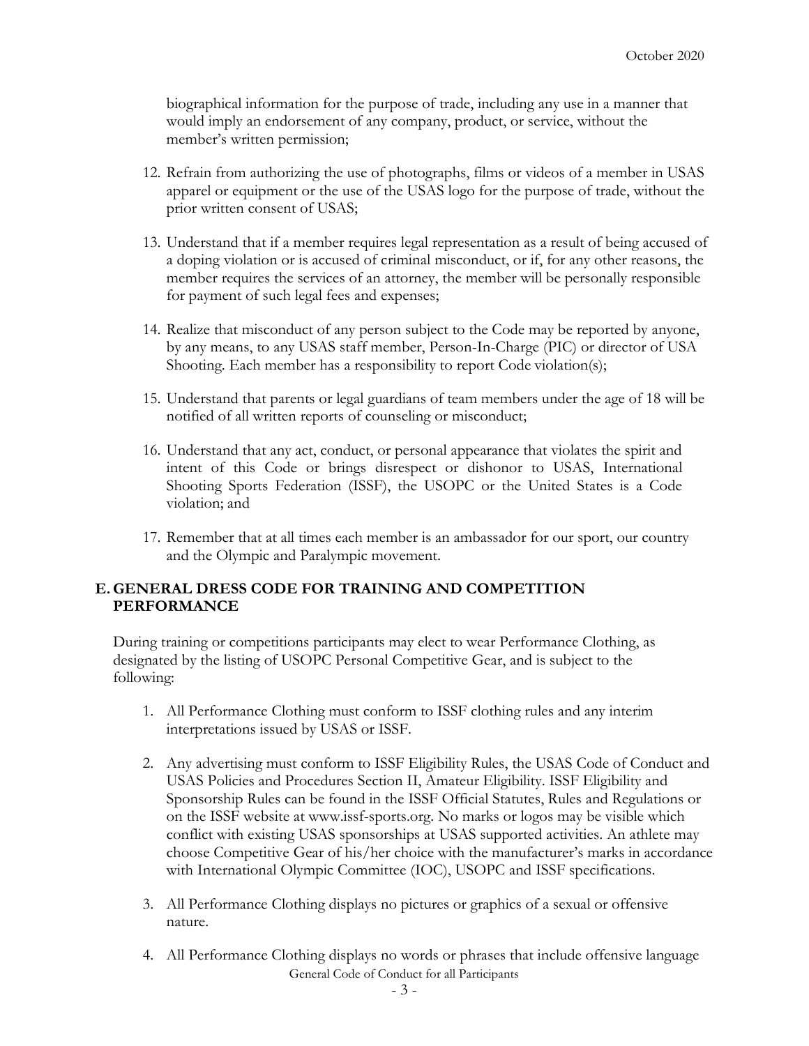biographical information for the purpose of trade, including any use in a manner that would imply an endorsement of any company, product, or service, without the member's written permission;

12. Refrain from authorizing the use of photographs, films or videos of a member in USAS apparel or equipment or the use of the USAS logo for the purpose of trade, without the prior written consent of USAS;

13. Understand that if a member requires legal representation as a result of being accused of a doping violation or is accused of criminal misconduct, or if, for any other reasons, the member requires the services of an attorney, the member will be personally responsible for payment of such legal fees and expenses;

14. Realize that misconduct of any person subject to the Code may be reported by anyone, by any means, to any USAS staff member, Person-In-Charge (PIC) or director of USA Shooting. Each member has a responsibility to report Code violation(s);

15. Understand that parents or legal guardians of team members under the age of 18 will be notified of all written reports of counseling or misconduct;

16. Understand that any act, conduct, or personal appearance that violates the spirit and intent of this Code or brings disrespect or dishonor to USAS, International Shooting Sports Federation (ISSF), the USOPC or the United States is a Code violation; and

17. Remember that at all times each member is an ambassador for our sport, our country and the Olympic and Paralympic movement.

## E. GENERAL DRESS CODE FOR TRAINING AND COMPETITION PERFORMANCE

During training or competitions participants may elect to wear Performance Clothing, as designated by the listing of USOPC Personal Competitive Gear, and is subject to the following:

1. All Performance Clothing must conform to ISSF clothing rules and any interim interpretations issued by USAS or ISSF.

2. Any advertising must conform to ISSF Eligibility Rules, the USAS Code of Conduct and USAS Policies and Procedures Section II, Amateur Eligibility. ISSF Eligibility and Sponsorship Rules can be found in the ISSF Official Statutes, Rules and Regulations or on the ISSF website at www.issf-sports.org. No marks or logos may be visible which conflict with existing USAS sponsorships at USAS supported activities. An athlete may choose Competitive Gear of his/her choice with the manufacturer's marks in accordance with International Olympic Committee (IOC), USOPC and ISSF specifications.

3. All Performance Clothing displays no pictures or graphics of a sexual or offensive nature.

4. All Performance Clothing displays no words or phrases that include offensive language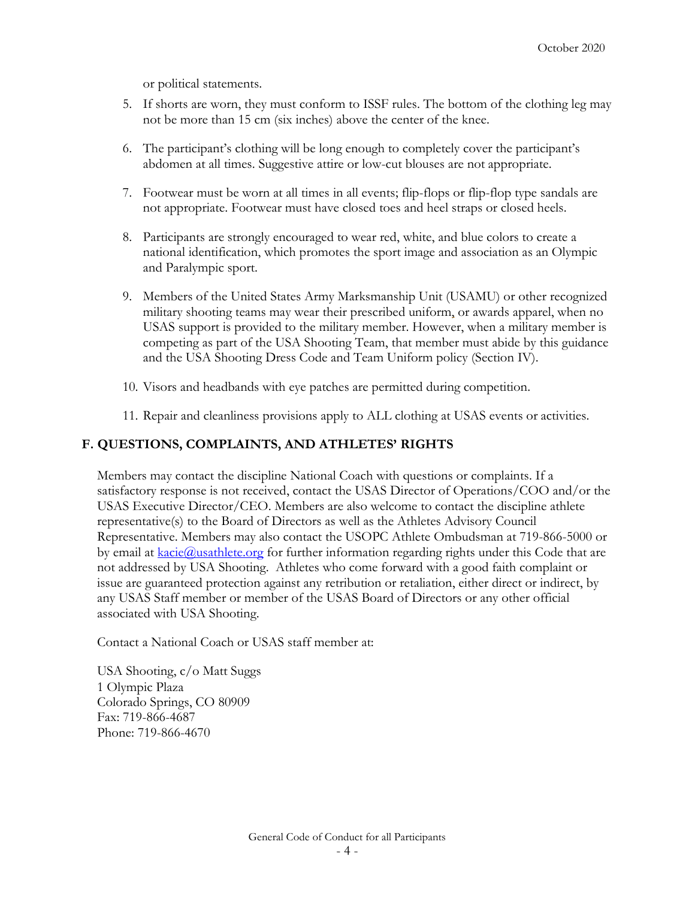or political statements.

5. If shorts are worn, they must conform to ISSF rules. The bottom of the clothing leg may not be more than 15 cm (six inches) above the center of the knee.

6. The participant's clothing will be long enough to completely cover the participant's abdomen at all times. Suggestive attire or low-cut blouses are not appropriate.

7. Footwear must be worn at all times in all events; flip-flops or flip-flop type sandals are not appropriate. Footwear must have closed toes and heel straps or closed heels.

8. Participants are strongly encouraged to wear red, white, and blue colors to create a national identification, which promotes the sport image and association as an Olympic and Paralympic sport.

9. Members of the United States Army Marksmanship Unit (USAMU) or other recognized military shooting teams may wear their prescribed uniform, or awards apparel, when no USAS support is provided to the military member. However, when a military member is competing as part of the USA Shooting Team, that member must abide by this guidance and the USA Shooting Dress Code and Team Uniform policy (Section IV).

10. Visors and headbands with eye patches are permitted during competition.

11. Repair and cleanliness provisions apply to ALL clothing at USAS events or activities.

## F. QUESTIONS, COMPLAINTS, AND ATHLETES' RIGHTS

Members may contact the discipline National Coach with questions or complaints. If a satisfactory response is not received, contact the USAS Director of Operations/COO and/or the USAS Executive Director/CEO. Members are also welcome to contact the discipline athlete representative(s) to the Board of Directors as well as the Athletes Advisory Council Representative. Members may also contact the USOPC Athlete Ombudsman at 719-866-5000 or by email at kacie@usathlete.org for further information regarding rights under this Code that are not addressed by USA Shooting. Athletes who come forward with a good faith complaint or issue are guaranteed protection against any retribution or retaliation, either direct or indirect, by any USAS Staff member or member of the USAS Board of Directors or any other official associated with USA Shooting.

Contact a National Coach or USAS staff member at:

USA Shooting, c/o Matt Suggs
1 Olympic Plaza
Colorado Springs, CO 80909
Fax: 719-866-4687
Phone: 719-866-4670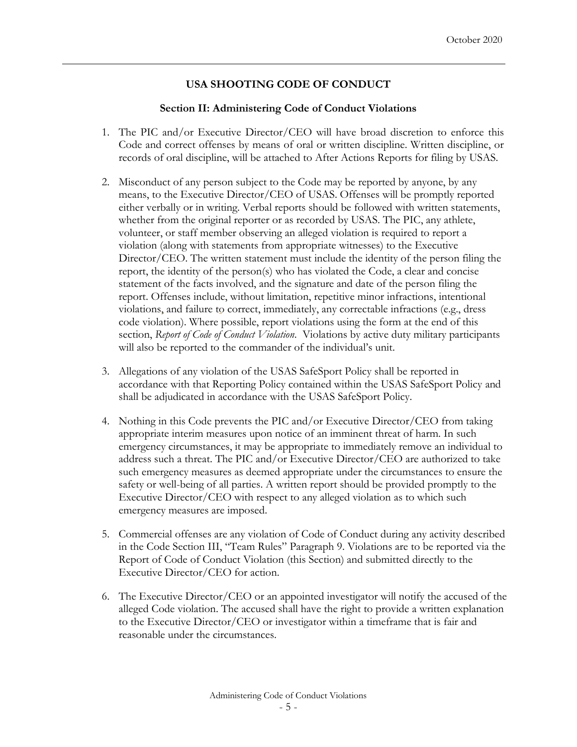## USA SHOOTING CODE OF CONDUCT

### Section II: Administering Code of Conduct Violations

1. The PIC and/or Executive Director/CEO will have broad discretion to enforce this Code and correct offenses by means of oral or written discipline. Written discipline, or records of oral discipline, will be attached to After Actions Reports for filing by USAS.

2. Misconduct of any person subject to the Code may be reported by anyone, by any means, to the Executive Director/CEO of USAS. Offenses will be promptly reported either verbally or in writing. Verbal reports should be followed with written statements, whether from the original reporter or as recorded by USAS. The PIC, any athlete, volunteer, or staff member observing an alleged violation is required to report a violation (along with statements from appropriate witnesses) to the Executive Director/CEO. The written statement must include the identity of the person filing the report, the identity of the person(s) who has violated the Code, a clear and concise statement of the facts involved, and the signature and date of the person filing the report. Offenses include, without limitation, repetitive minor infractions, intentional violations, and failure to correct, immediately, any correctable infractions (e.g., dress code violation). Where possible, report violations using the form at the end of this section, *Report of Code of Conduct Violation*. Violations by active duty military participants will also be reported to the commander of the individual's unit.

3. Allegations of any violation of the USAS SafeSport Policy shall be reported in accordance with that Reporting Policy contained within the USAS SafeSport Policy and shall be adjudicated in accordance with the USAS SafeSport Policy.

4. Nothing in this Code prevents the PIC and/or Executive Director/CEO from taking appropriate interim measures upon notice of an imminent threat of harm. In such emergency circumstances, it may be appropriate to immediately remove an individual to address such a threat. The PIC and/or Executive Director/CEO are authorized to take such emergency measures as deemed appropriate under the circumstances to ensure the safety or well-being of all parties. A written report should be provided promptly to the Executive Director/CEO with respect to any alleged violation as to which such emergency measures are imposed.

5. Commercial offenses are any violation of Code of Conduct during any activity described in the Code Section III, "Team Rules" Paragraph 9. Violations are to be reported via the Report of Code of Conduct Violation (this Section) and submitted directly to the Executive Director/CEO for action.

6. The Executive Director/CEO or an appointed investigator will notify the accused of the alleged Code violation. The accused shall have the right to provide a written explanation to the Executive Director/CEO or investigator within a timeframe that is fair and reasonable under the circumstances.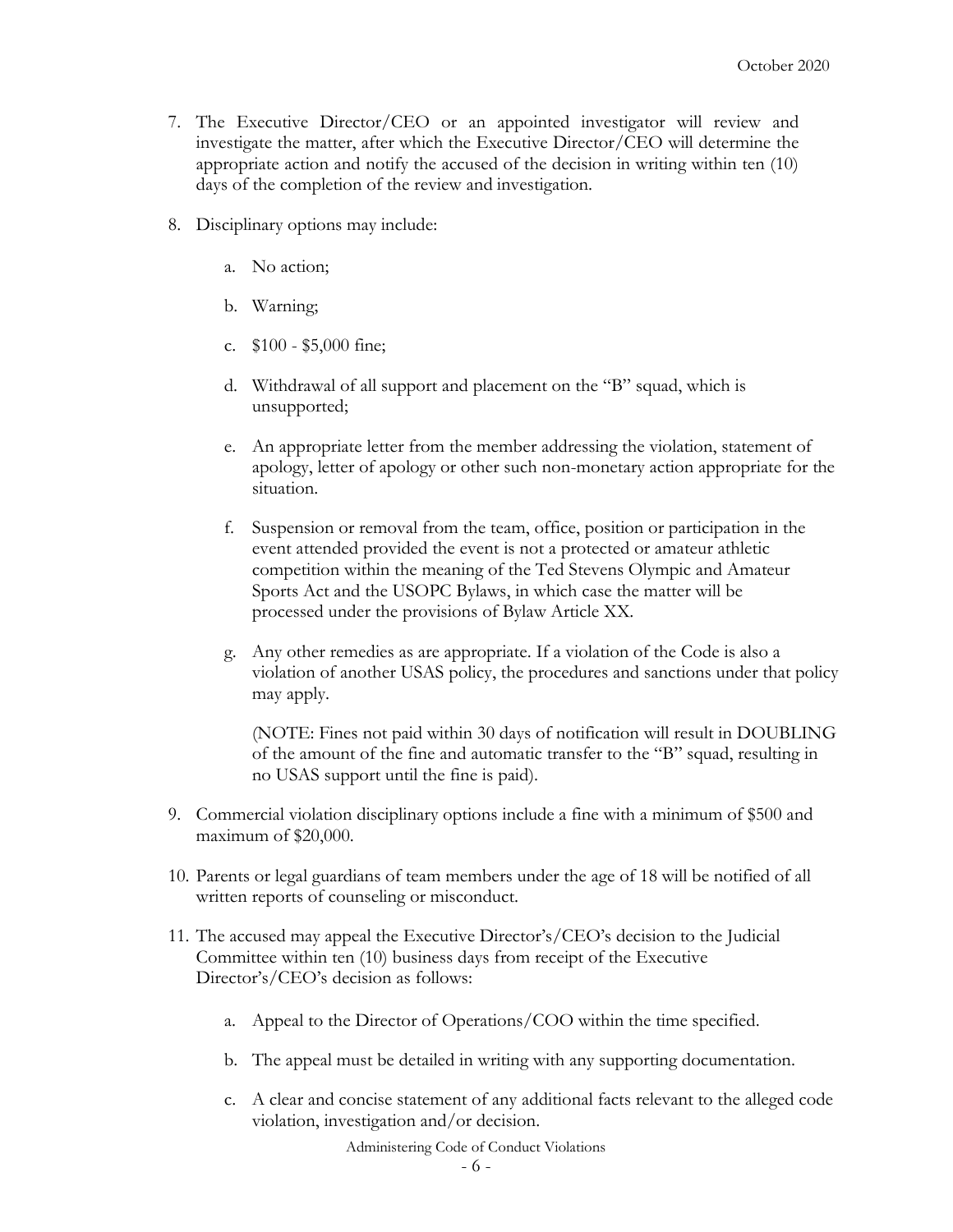7. The Executive Director/CEO or an appointed investigator will review and investigate the matter, after which the Executive Director/CEO will determine the appropriate action and notify the accused of the decision in writing within ten (10) days of the completion of the review and investigation.

8. Disciplinary options may include:

   a. No action;

   b. Warning;

   c. $100 - $5,000 fine;

   d. Withdrawal of all support and placement on the "B" squad, which is unsupported;

   e. An appropriate letter from the member addressing the violation, statement of apology, letter of apology or other such non-monetary action appropriate for the situation.

   f. Suspension or removal from the team, office, position or participation in the event attended provided the event is not a protected or amateur athletic competition within the meaning of the Ted Stevens Olympic and Amateur Sports Act and the USOPC Bylaws, in which case the matter will be processed under the provisions of Bylaw Article XX.

   g. Any other remedies as are appropriate. If a violation of the Code is also a violation of another USAS policy, the procedures and sanctions under that policy may apply.

   (NOTE: Fines not paid within 30 days of notification will result in DOUBLING of the amount of the fine and automatic transfer to the "B" squad, resulting in no USAS support until the fine is paid).

9. Commercial violation disciplinary options include a fine with a minimum of $500 and maximum of $20,000.

10. Parents or legal guardians of team members under the age of 18 will be notified of all written reports of counseling or misconduct.

11. The accused may appeal the Executive Director's/CEO's decision to the Judicial Committee within ten (10) business days from receipt of the Executive Director's/CEO's decision as follows:

    a. Appeal to the Director of Operations/COO within the time specified.

    b. The appeal must be detailed in writing with any supporting documentation.

    c. A clear and concise statement of any additional facts relevant to the alleged code violation, investigation and/or decision.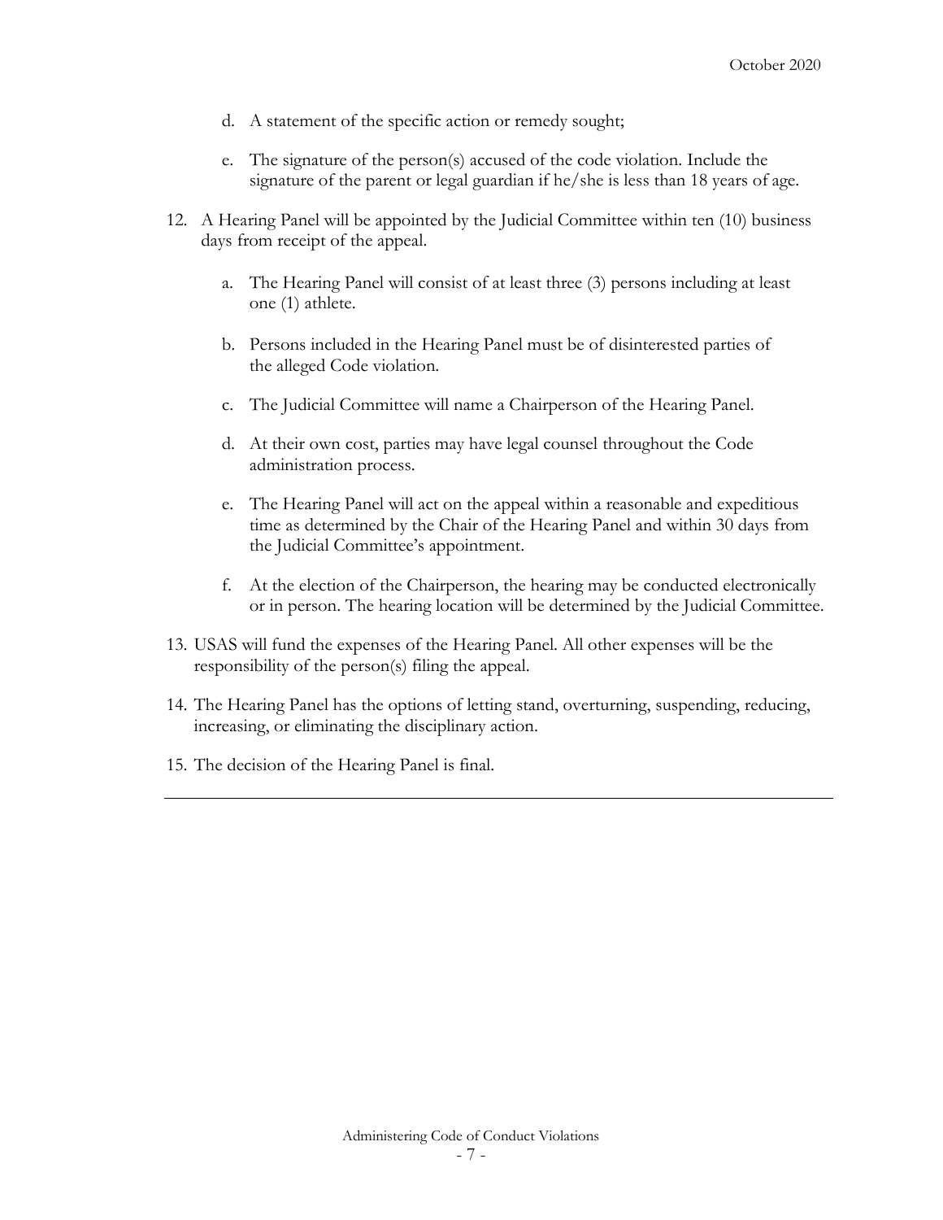d. A statement of the specific action or remedy sought;

   e. The signature of the person(s) accused of the code violation. Include the signature of the parent or legal guardian if he/she is less than 18 years of age.

12. A Hearing Panel will be appointed by the Judicial Committee within ten (10) business days from receipt of the appeal.

    a. The Hearing Panel will consist of at least three (3) persons including at least one (1) athlete.

    b. Persons included in the Hearing Panel must be of disinterested parties of the alleged Code violation.

    c. The Judicial Committee will name a Chairperson of the Hearing Panel.

    d. At their own cost, parties may have legal counsel throughout the Code administration process.

    e. The Hearing Panel will act on the appeal within a reasonable and expeditious time as determined by the Chair of the Hearing Panel and within 30 days from the Judicial Committee's appointment.

    f. At the election of the Chairperson, the hearing may be conducted electronically or in person. The hearing location will be determined by the Judicial Committee.

13. USAS will fund the expenses of the Hearing Panel. All other expenses will be the responsibility of the person(s) filing the appeal.

14. The Hearing Panel has the options of letting stand, overturning, suspending, reducing, increasing, or eliminating the disciplinary action.

15. The decision of the Hearing Panel is final.

---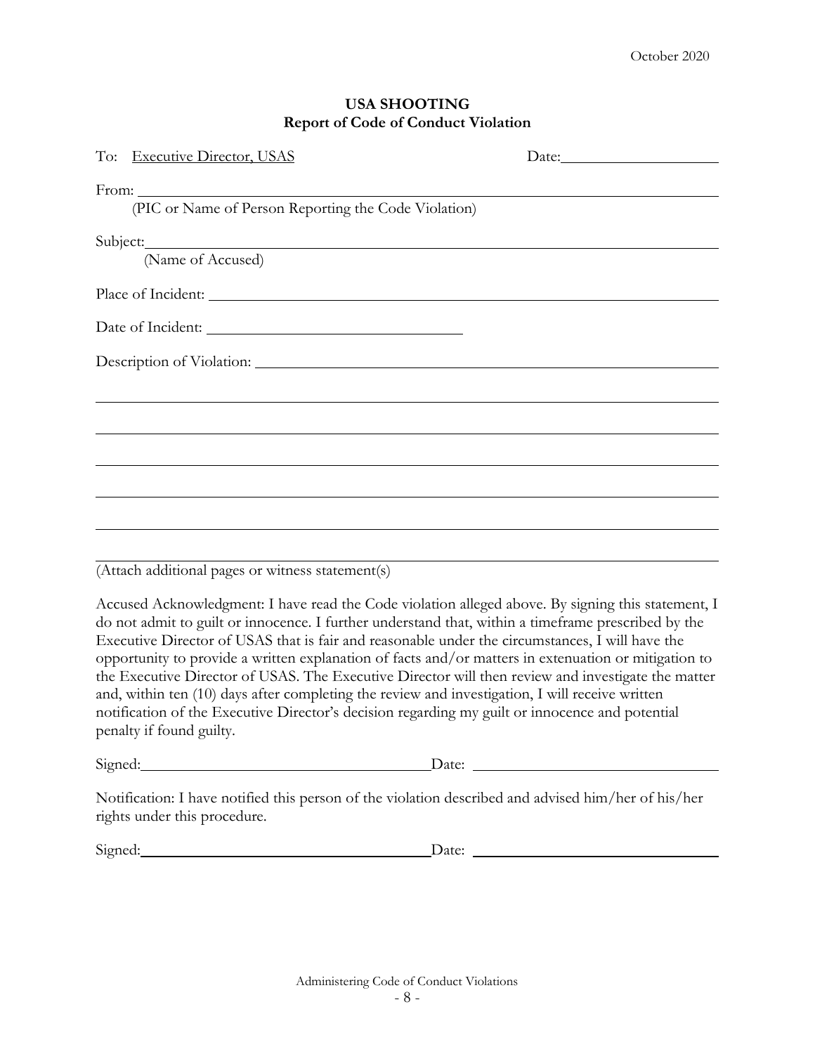October 2020

**USA SHOOTING**
**Report of Code of Conduct Violation**

To: Executive Director, USAS Date: ____________________

From: ______________________________________________________________
(PIC or Name of Person Reporting the Code Violation)

Subject: ______________________________________________________________
(Name of Accused)

Place of Incident: ______________________________________________________

Date of Incident: ______________________________

Description of Violation: ________________________________________________

______________________________________________________________________

______________________________________________________________________

______________________________________________________________________

______________________________________________________________________

______________________________________________________________________

______________________________________________________________________
(Attach additional pages or witness statement(s)

Accused Acknowledgment: I have read the Code violation alleged above. By signing this statement, I do not admit to guilt or innocence. I further understand that, within a timeframe prescribed by the Executive Director of USAS that is fair and reasonable under the circumstances, I will have the opportunity to provide a written explanation of facts and/or matters in extenuation or mitigation to the Executive Director of USAS. The Executive Director will then review and investigate the matter and, within ten (10) days after completing the review and investigation, I will receive written notification of the Executive Director's decision regarding my guilt or innocence and potential penalty if found guilty.

Signed: ________________________________ Date: ____________________________

Notification: I have notified this person of the violation described and advised him/her of his/her rights under this procedure.

Signed: ________________________________ Date: ____________________________

Administering Code of Conduct Violations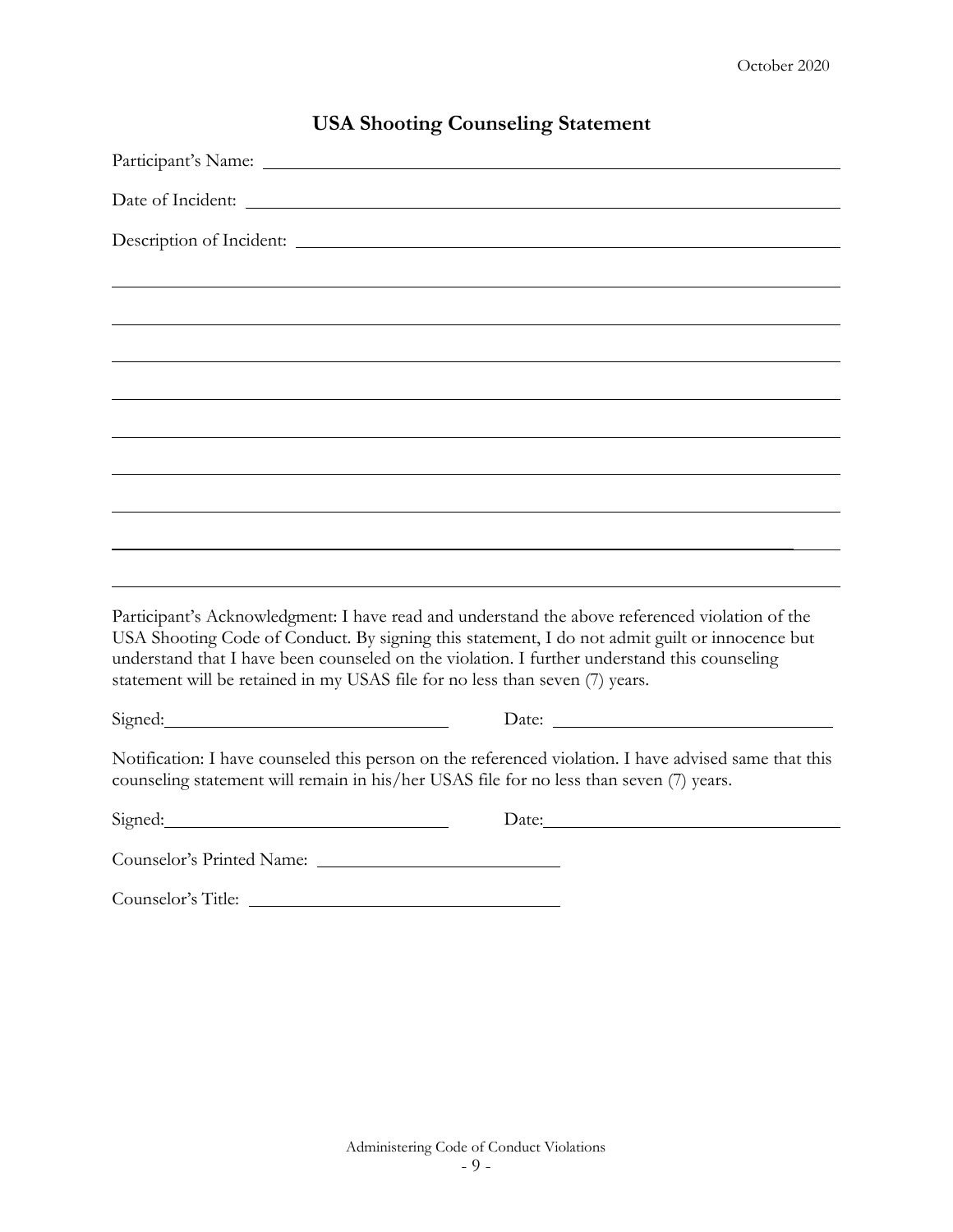# USA Shooting Counseling Statement

Participant's Name: ______________________________________________________________

Date of Incident: ________________________________________________________________

Description of Incident: __________________________________________________________

______________________________________________________________________________

______________________________________________________________________________

______________________________________________________________________________

______________________________________________________________________________

______________________________________________________________________________

______________________________________________________________________________

______________________________________________________________________________

______________________________________________________________________________

______________________________________________________________________________

Participant's Acknowledgment: I have read and understand the above referenced violation of the USA Shooting Code of Conduct. By signing this statement, I do not admit guilt or innocence but understand that I have been counseled on the violation. I further understand this counseling statement will be retained in my USAS file for no less than seven (7) years.

Signed: ______________________________ Date: ______________________________

Notification: I have counseled this person on the referenced violation. I have advised same that this counseling statement will remain in his/her USAS file for no less than seven (7) years.

Signed: ______________________________ Date: ______________________________

Counselor's Printed Name: ________________________

Counselor's Title: ______________________________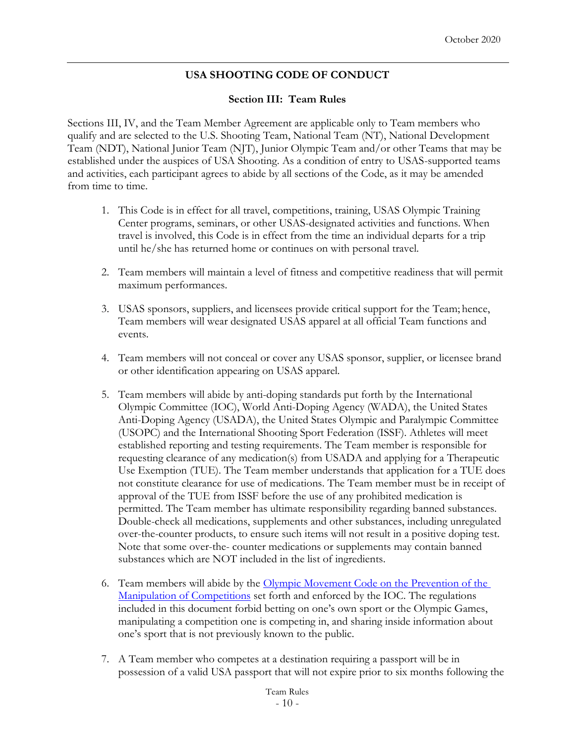## USA SHOOTING CODE OF CONDUCT

### Section III: Team Rules

Sections III, IV, and the Team Member Agreement are applicable only to Team members who qualify and are selected to the U.S. Shooting Team, National Team (NT), National Development Team (NDT), National Junior Team (NJT), Junior Olympic Team and/or other Teams that may be established under the auspices of USA Shooting. As a condition of entry to USAS-supported teams and activities, each participant agrees to abide by all sections of the Code, as it may be amended from time to time.

1. This Code is in effect for all travel, competitions, training, USAS Olympic Training Center programs, seminars, or other USAS-designated activities and functions. When travel is involved, this Code is in effect from the time an individual departs for a trip until he/she has returned home or continues on with personal travel.

2. Team members will maintain a level of fitness and competitive readiness that will permit maximum performances.

3. USAS sponsors, suppliers, and licensees provide critical support for the Team; hence, Team members will wear designated USAS apparel at all official Team functions and events.

4. Team members will not conceal or cover any USAS sponsor, supplier, or licensee brand or other identification appearing on USAS apparel.

5. Team members will abide by anti-doping standards put forth by the International Olympic Committee (IOC), World Anti-Doping Agency (WADA), the United States Anti-Doping Agency (USADA), the United States Olympic and Paralympic Committee (USOPC) and the International Shooting Sport Federation (ISSF). Athletes will meet established reporting and testing requirements. The Team member is responsible for requesting clearance of any medication(s) from USADA and applying for a Therapeutic Use Exemption (TUE). The Team member understands that application for a TUE does not constitute clearance for use of medications. The Team member must be in receipt of approval of the TUE from ISSF before the use of any prohibited medication is permitted. The Team member has ultimate responsibility regarding banned substances. Double-check all medications, supplements and other substances, including unregulated over-the-counter products, to ensure such items will not result in a positive doping test. Note that some over-the- counter medications or supplements may contain banned substances which are NOT included in the list of ingredients.

6. Team members will abide by the [Olympic Movement Code on the Prevention of the Manipulation of Competitions]() set forth and enforced by the IOC. The regulations included in this document forbid betting on one's own sport or the Olympic Games, manipulating a competition one is competing in, and sharing inside information about one's sport that is not previously known to the public.

7. A Team member who competes at a destination requiring a passport will be in possession of a valid USA passport that will not expire prior to six months following the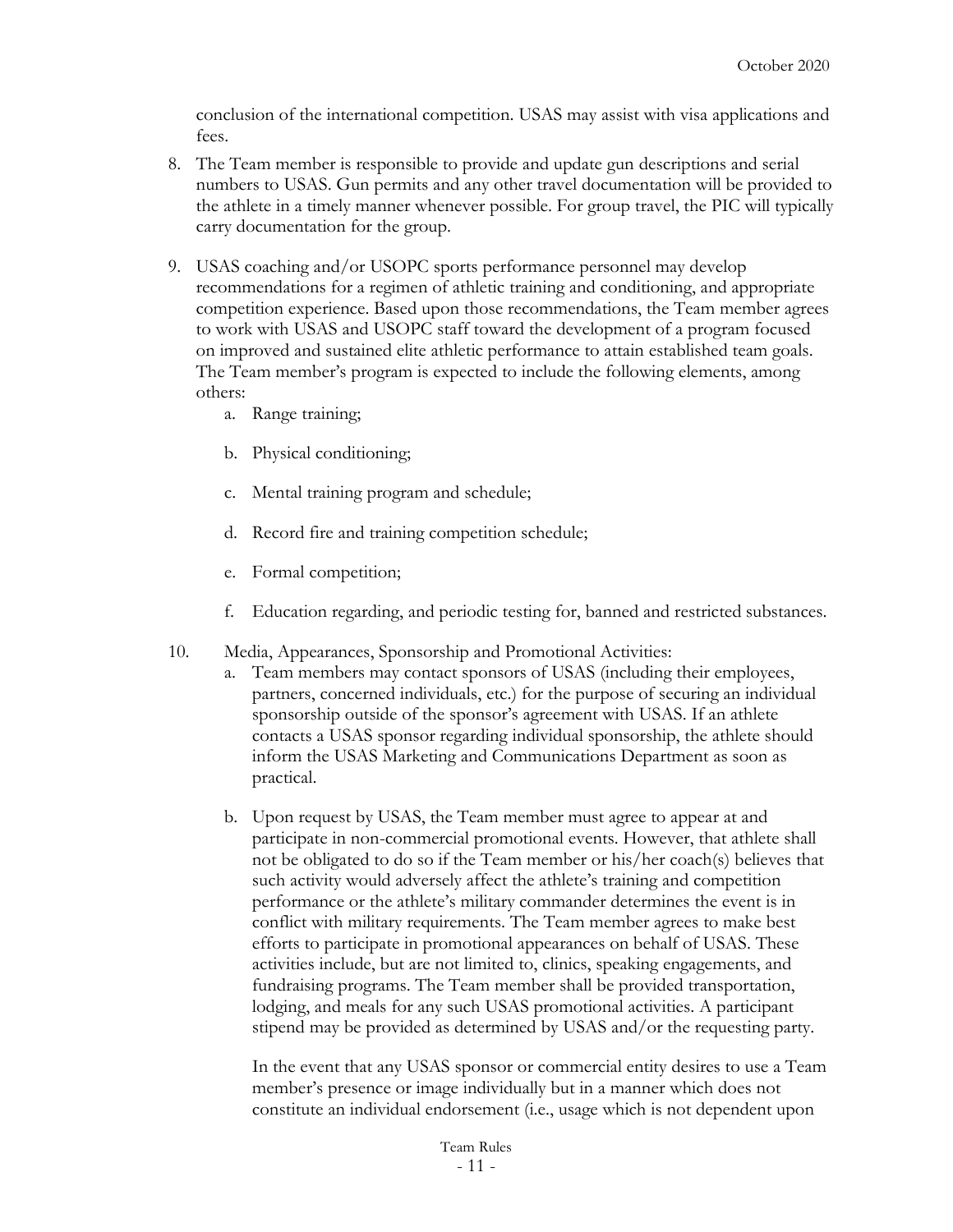conclusion of the international competition. USAS may assist with visa applications and fees.

8. The Team member is responsible to provide and update gun descriptions and serial numbers to USAS. Gun permits and any other travel documentation will be provided to the athlete in a timely manner whenever possible. For group travel, the PIC will typically carry documentation for the group.

9. USAS coaching and/or USOPC sports performance personnel may develop recommendations for a regimen of athletic training and conditioning, and appropriate competition experience. Based upon those recommendations, the Team member agrees to work with USAS and USOPC staff toward the development of a program focused on improved and sustained elite athletic performance to attain established team goals. The Team member's program is expected to include the following elements, among others:
   a. Range training;
   b. Physical conditioning;
   c. Mental training program and schedule;
   d. Record fire and training competition schedule;
   e. Formal competition;
   f. Education regarding, and periodic testing for, banned and restricted substances.

10. Media, Appearances, Sponsorship and Promotional Activities:
   a. Team members may contact sponsors of USAS (including their employees, partners, concerned individuals, etc.) for the purpose of securing an individual sponsorship outside of the sponsor's agreement with USAS. If an athlete contacts a USAS sponsor regarding individual sponsorship, the athlete should inform the USAS Marketing and Communications Department as soon as practical.
   b. Upon request by USAS, the Team member must agree to appear at and participate in non-commercial promotional events. However, that athlete shall not be obligated to do so if the Team member or his/her coach(s) believes that such activity would adversely affect the athlete's training and competition performance or the athlete's military commander determines the event is in conflict with military requirements. The Team member agrees to make best efforts to participate in promotional appearances on behalf of USAS. These activities include, but are not limited to, clinics, speaking engagements, and fundraising programs. The Team member shall be provided transportation, lodging, and meals for any such USAS promotional activities. A participant stipend may be provided as determined by USAS and/or the requesting party.

      In the event that any USAS sponsor or commercial entity desires to use a Team member's presence or image individually but in a manner which does not constitute an individual endorsement (i.e., usage which is not dependent upon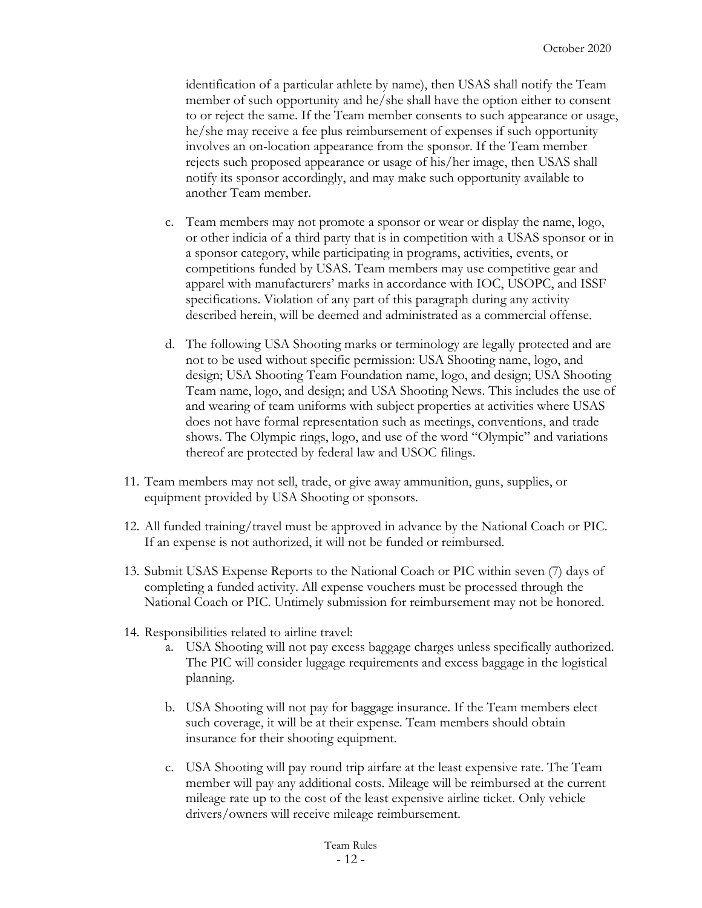identification of a particular athlete by name), then USAS shall notify the Team member of such opportunity and he/she shall have the option either to consent to or reject the same. If the Team member consents to such appearance or usage, he/she may receive a fee plus reimbursement of expenses if such opportunity involves an on-location appearance from the sponsor. If the Team member rejects such proposed appearance or usage of his/her image, then USAS shall notify its sponsor accordingly, and may make such opportunity available to another Team member.

   c. Team members may not promote a sponsor or wear or display the name, logo, or other indicia of a third party that is in competition with a USAS sponsor or in a sponsor category, while participating in programs, activities, events, or competitions funded by USAS. Team members may use competitive gear and apparel with manufacturers' marks in accordance with IOC, USOPC, and ISSF specifications. Violation of any part of this paragraph during any activity described herein, will be deemed and administrated as a commercial offense.

   d. The following USA Shooting marks or terminology are legally protected and are not to be used without specific permission: USA Shooting name, logo, and design; USA Shooting Team Foundation name, logo, and design; USA Shooting Team name, logo, and design; and USA Shooting News. This includes the use of and wearing of team uniforms with subject properties at activities where USAS does not have formal representation such as meetings, conventions, and trade shows. The Olympic rings, logo, and use of the word "Olympic" and variations thereof are protected by federal law and USOC filings.

11. Team members may not sell, trade, or give away ammunition, guns, supplies, or equipment provided by USA Shooting or sponsors.

12. All funded training/travel must be approved in advance by the National Coach or PIC. If an expense is not authorized, it will not be funded or reimbursed.

13. Submit USAS Expense Reports to the National Coach or PIC within seven (7) days of completing a funded activity. All expense vouchers must be processed through the National Coach or PIC. Untimely submission for reimbursement may not be honored.

14. Responsibilities related to airline travel:
    a. USA Shooting will not pay excess baggage charges unless specifically authorized. The PIC will consider luggage requirements and excess baggage in the logistical planning.

    b. USA Shooting will not pay for baggage insurance. If the Team members elect such coverage, it will be at their expense. Team members should obtain insurance for their shooting equipment.

    c. USA Shooting will pay round trip airfare at the least expensive rate. The Team member will pay any additional costs. Mileage will be reimbursed at the current mileage rate up to the cost of the least expensive airline ticket. Only vehicle drivers/owners will receive mileage reimbursement.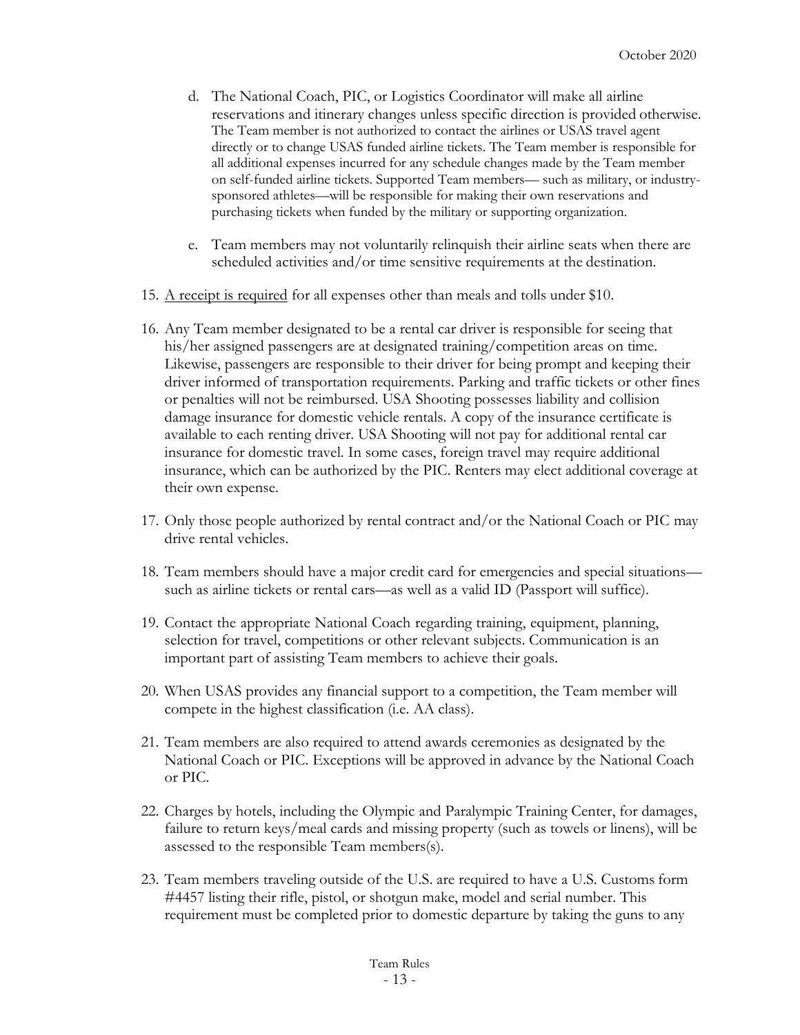d. The National Coach, PIC, or Logistics Coordinator will make all airline reservations and itinerary changes unless specific direction is provided otherwise. The Team member is not authorized to contact the airlines or USAS travel agent directly or to change USAS funded airline tickets. The Team member is responsible for all additional expenses incurred for any schedule changes made by the Team member on self-funded airline tickets. Supported Team members— such as military, or industry-sponsored athletes—will be responsible for making their own reservations and purchasing tickets when funded by the military or supporting organization.

e. Team members may not voluntarily relinquish their airline seats when there are scheduled activities and/or time sensitive requirements at the destination.

15. <u>A receipt is required</u> for all expenses other than meals and tolls under $10.

16. Any Team member designated to be a rental car driver is responsible for seeing that his/her assigned passengers are at designated training/competition areas on time. Likewise, passengers are responsible to their driver for being prompt and keeping their driver informed of transportation requirements. Parking and traffic tickets or other fines or penalties will not be reimbursed. USA Shooting possesses liability and collision damage insurance for domestic vehicle rentals. A copy of the insurance certificate is available to each renting driver. USA Shooting will not pay for additional rental car insurance for domestic travel. In some cases, foreign travel may require additional insurance, which can be authorized by the PIC. Renters may elect additional coverage at their own expense.

17. Only those people authorized by rental contract and/or the National Coach or PIC may drive rental vehicles.

18. Team members should have a major credit card for emergencies and special situations—such as airline tickets or rental cars—as well as a valid ID (Passport will suffice).

19. Contact the appropriate National Coach regarding training, equipment, planning, selection for travel, competitions or other relevant subjects. Communication is an important part of assisting Team members to achieve their goals.

20. When USAS provides any financial support to a competition, the Team member will compete in the highest classification (i.e. AA class).

21. Team members are also required to attend awards ceremonies as designated by the National Coach or PIC. Exceptions will be approved in advance by the National Coach or PIC.

22. Charges by hotels, including the Olympic and Paralympic Training Center, for damages, failure to return keys/meal cards and missing property (such as towels or linens), will be assessed to the responsible Team members(s).

23. Team members traveling outside of the U.S. are required to have a U.S. Customs form #4457 listing their rifle, pistol, or shotgun make, model and serial number. This requirement must be completed prior to domestic departure by taking the guns to any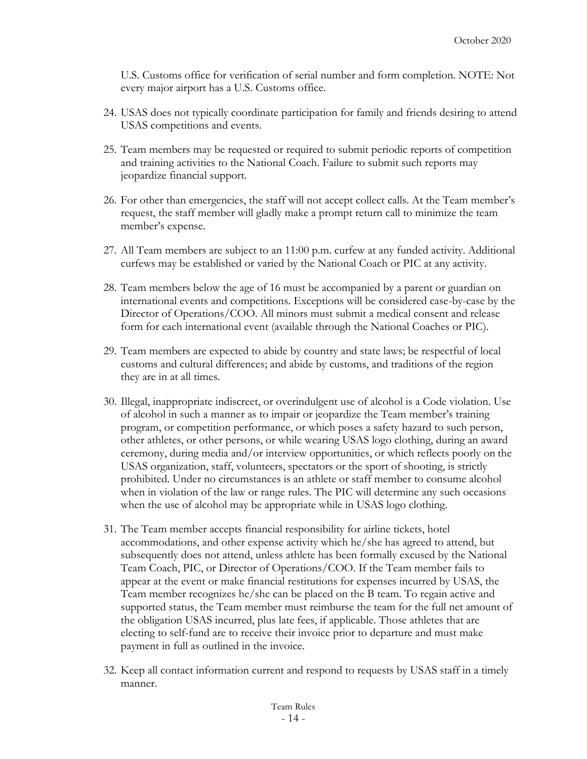U.S. Customs office for verification of serial number and form completion. NOTE: Not every major airport has a U.S. Customs office.

24. USAS does not typically coordinate participation for family and friends desiring to attend USAS competitions and events.

25. Team members may be requested or required to submit periodic reports of competition and training activities to the National Coach. Failure to submit such reports may jeopardize financial support.

26. For other than emergencies, the staff will not accept collect calls. At the Team member's request, the staff member will gladly make a prompt return call to minimize the team member's expense.

27. All Team members are subject to an 11:00 p.m. curfew at any funded activity. Additional curfews may be established or varied by the National Coach or PIC at any activity.

28. Team members below the age of 16 must be accompanied by a parent or guardian on international events and competitions. Exceptions will be considered case-by-case by the Director of Operations/COO. All minors must submit a medical consent and release form for each international event (available through the National Coaches or PIC).

29. Team members are expected to abide by country and state laws; be respectful of local customs and cultural differences; and abide by customs, and traditions of the region they are in at all times.

30. Illegal, inappropriate indiscreet, or overindulgent use of alcohol is a Code violation. Use of alcohol in such a manner as to impair or jeopardize the Team member's training program, or competition performance, or which poses a safety hazard to such person, other athletes, or other persons, or while wearing USAS logo clothing, during an award ceremony, during media and/or interview opportunities, or which reflects poorly on the USAS organization, staff, volunteers, spectators or the sport of shooting, is strictly prohibited. Under no circumstances is an athlete or staff member to consume alcohol when in violation of the law or range rules. The PIC will determine any such occasions when the use of alcohol may be appropriate while in USAS logo clothing.

31. The Team member accepts financial responsibility for airline tickets, hotel accommodations, and other expense activity which he/she has agreed to attend, but subsequently does not attend, unless athlete has been formally excused by the National Team Coach, PIC, or Director of Operations/COO. If the Team member fails to appear at the event or make financial restitutions for expenses incurred by USAS, the Team member recognizes he/she can be placed on the B team. To regain active and supported status, the Team member must reimburse the team for the full net amount of the obligation USAS incurred, plus late fees, if applicable. Those athletes that are electing to self-fund are to receive their invoice prior to departure and must make payment in full as outlined in the invoice.

32. Keep all contact information current and respond to requests by USAS staff in a timely manner.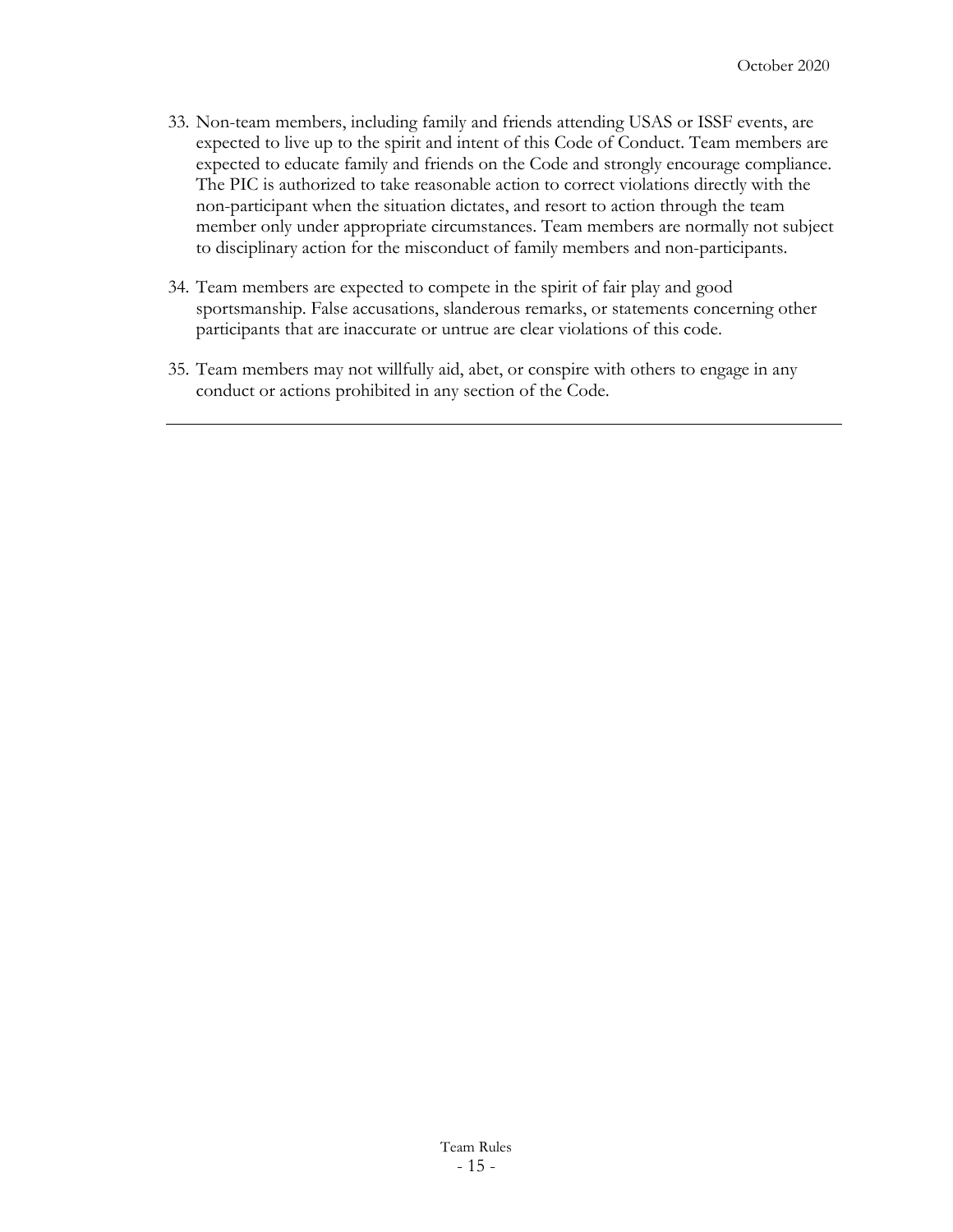33. Non-team members, including family and friends attending USAS or ISSF events, are expected to live up to the spirit and intent of this Code of Conduct. Team members are expected to educate family and friends on the Code and strongly encourage compliance. The PIC is authorized to take reasonable action to correct violations directly with the non-participant when the situation dictates, and resort to action through the team member only under appropriate circumstances. Team members are normally not subject to disciplinary action for the misconduct of family members and non-participants.

34. Team members are expected to compete in the spirit of fair play and good sportsmanship. False accusations, slanderous remarks, or statements concerning other participants that are inaccurate or untrue are clear violations of this code.

35. Team members may not willfully aid, abet, or conspire with others to engage in any conduct or actions prohibited in any section of the Code.

---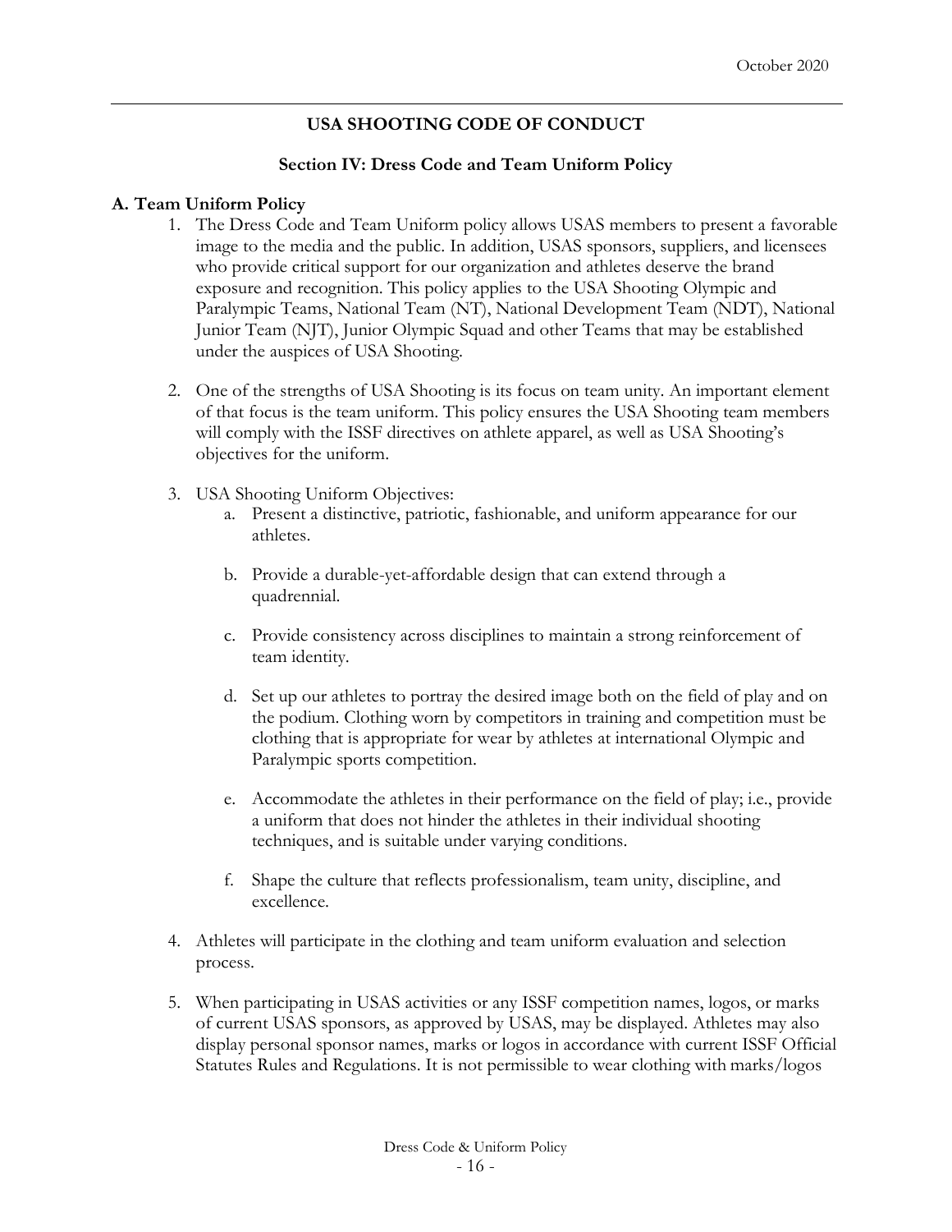## USA SHOOTING CODE OF CONDUCT

### Section IV: Dress Code and Team Uniform Policy

**A. Team Uniform Policy**

1. The Dress Code and Team Uniform policy allows USAS members to present a favorable image to the media and the public. In addition, USAS sponsors, suppliers, and licensees who provide critical support for our organization and athletes deserve the brand exposure and recognition. This policy applies to the USA Shooting Olympic and Paralympic Teams, National Team (NT), National Development Team (NDT), National Junior Team (NJT), Junior Olympic Squad and other Teams that may be established under the auspices of USA Shooting.

2. One of the strengths of USA Shooting is its focus on team unity. An important element of that focus is the team uniform. This policy ensures the USA Shooting team members will comply with the ISSF directives on athlete apparel, as well as USA Shooting's objectives for the uniform.

3. USA Shooting Uniform Objectives:
   a. Present a distinctive, patriotic, fashionable, and uniform appearance for our athletes.

   b. Provide a durable-yet-affordable design that can extend through a quadrennial.

   c. Provide consistency across disciplines to maintain a strong reinforcement of team identity.

   d. Set up our athletes to portray the desired image both on the field of play and on the podium. Clothing worn by competitors in training and competition must be clothing that is appropriate for wear by athletes at international Olympic and Paralympic sports competition.

   e. Accommodate the athletes in their performance on the field of play; i.e., provide a uniform that does not hinder the athletes in their individual shooting techniques, and is suitable under varying conditions.

   f. Shape the culture that reflects professionalism, team unity, discipline, and excellence.

4. Athletes will participate in the clothing and team uniform evaluation and selection process.

5. When participating in USAS activities or any ISSF competition names, logos, or marks of current USAS sponsors, as approved by USAS, may be displayed. Athletes may also display personal sponsor names, marks or logos in accordance with current ISSF Official Statutes Rules and Regulations. It is not permissible to wear clothing with marks/logos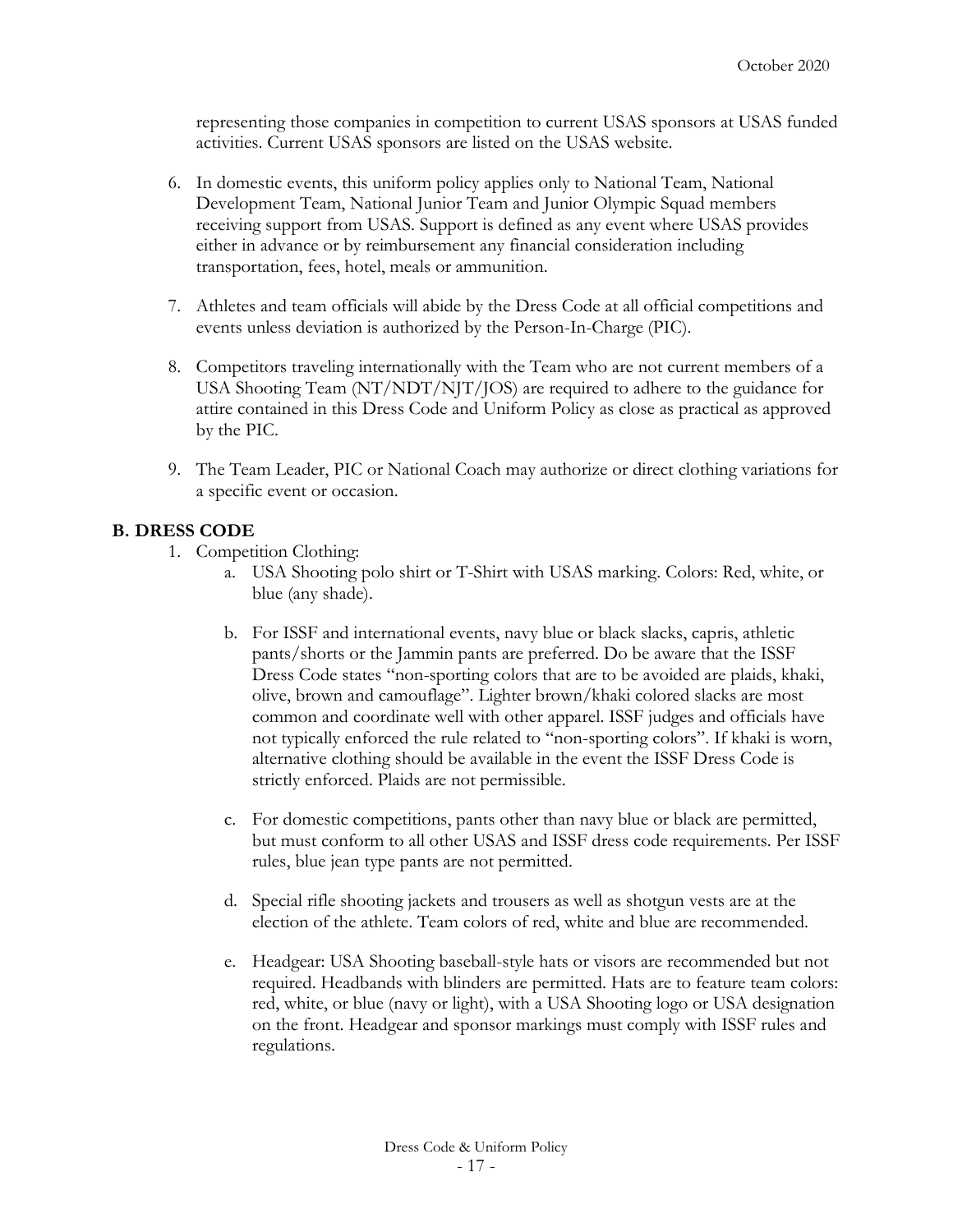representing those companies in competition to current USAS sponsors at USAS funded activities. Current USAS sponsors are listed on the USAS website.

6. In domestic events, this uniform policy applies only to National Team, National Development Team, National Junior Team and Junior Olympic Squad members receiving support from USAS. Support is defined as any event where USAS provides either in advance or by reimbursement any financial consideration including transportation, fees, hotel, meals or ammunition.

7. Athletes and team officials will abide by the Dress Code at all official competitions and events unless deviation is authorized by the Person-In-Charge (PIC).

8. Competitors traveling internationally with the Team who are not current members of a USA Shooting Team (NT/NDT/NJT/JOS) are required to adhere to the guidance for attire contained in this Dress Code and Uniform Policy as close as practical as approved by the PIC.

9. The Team Leader, PIC or National Coach may authorize or direct clothing variations for a specific event or occasion.

## B. DRESS CODE

1. Competition Clothing:
   a. USA Shooting polo shirt or T-Shirt with USAS marking. Colors: Red, white, or blue (any shade).

   b. For ISSF and international events, navy blue or black slacks, capris, athletic pants/shorts or the Jammin pants are preferred. Do be aware that the ISSF Dress Code states "non-sporting colors that are to be avoided are plaids, khaki, olive, brown and camouflage". Lighter brown/khaki colored slacks are most common and coordinate well with other apparel. ISSF judges and officials have not typically enforced the rule related to "non-sporting colors". If khaki is worn, alternative clothing should be available in the event the ISSF Dress Code is strictly enforced. Plaids are not permissible.

   c. For domestic competitions, pants other than navy blue or black are permitted, but must conform to all other USAS and ISSF dress code requirements. Per ISSF rules, blue jean type pants are not permitted.

   d. Special rifle shooting jackets and trousers as well as shotgun vests are at the election of the athlete. Team colors of red, white and blue are recommended.

   e. Headgear: USA Shooting baseball-style hats or visors are recommended but not required. Headbands with blinders are permitted. Hats are to feature team colors: red, white, or blue (navy or light), with a USA Shooting logo or USA designation on the front. Headgear and sponsor markings must comply with ISSF rules and regulations.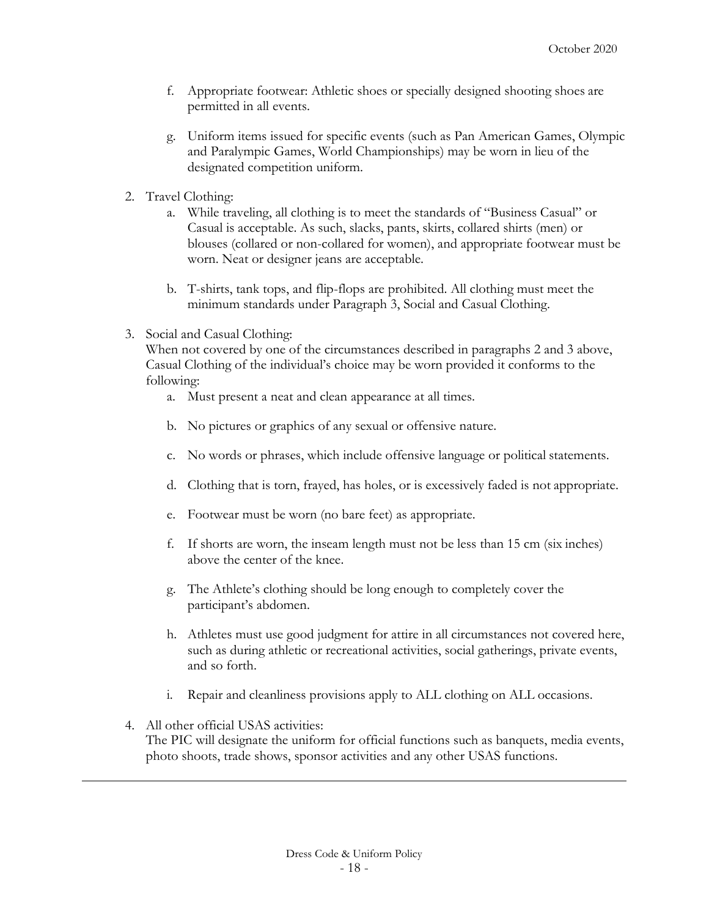f. Appropriate footwear: Athletic shoes or specially designed shooting shoes are permitted in all events.

g. Uniform items issued for specific events (such as Pan American Games, Olympic and Paralympic Games, World Championships) may be worn in lieu of the designated competition uniform.

2. Travel Clothing:
   a. While traveling, all clothing is to meet the standards of "Business Casual" or Casual is acceptable. As such, slacks, pants, skirts, collared shirts (men) or blouses (collared or non-collared for women), and appropriate footwear must be worn. Neat or designer jeans are acceptable.

   b. T-shirts, tank tops, and flip-flops are prohibited. All clothing must meet the minimum standards under Paragraph 3, Social and Casual Clothing.

3. Social and Casual Clothing:
   When not covered by one of the circumstances described in paragraphs 2 and 3 above, Casual Clothing of the individual's choice may be worn provided it conforms to the following:
   a. Must present a neat and clean appearance at all times.

   b. No pictures or graphics of any sexual or offensive nature.

   c. No words or phrases, which include offensive language or political statements.

   d. Clothing that is torn, frayed, has holes, or is excessively faded is not appropriate.

   e. Footwear must be worn (no bare feet) as appropriate.

   f. If shorts are worn, the inseam length must not be less than 15 cm (six inches) above the center of the knee.

   g. The Athlete's clothing should be long enough to completely cover the participant's abdomen.

   h. Athletes must use good judgment for attire in all circumstances not covered here, such as during athletic or recreational activities, social gatherings, private events, and so forth.

   i. Repair and cleanliness provisions apply to ALL clothing on ALL occasions.

4. All other official USAS activities:
   The PIC will designate the uniform for official functions such as banquets, media events, photo shoots, trade shows, sponsor activities and any other USAS functions.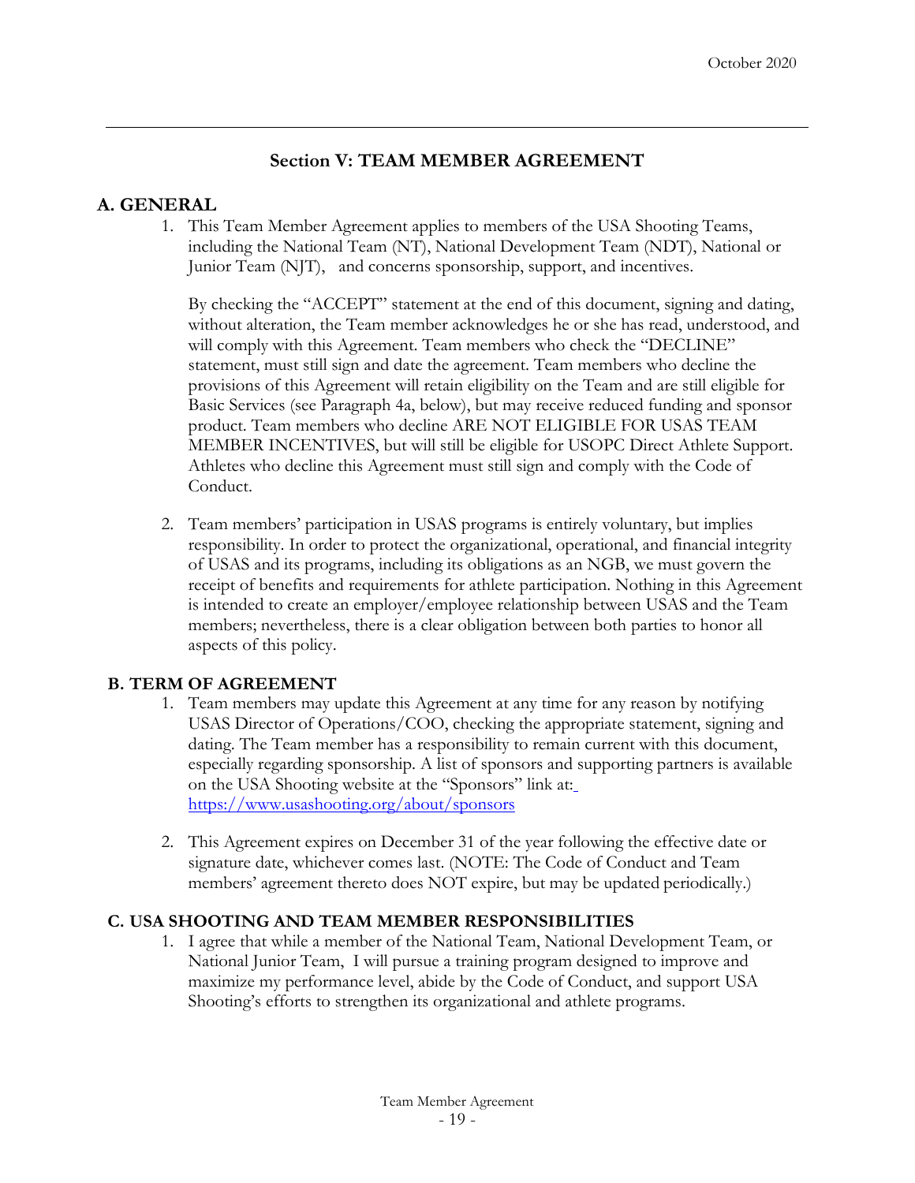## Section V: TEAM MEMBER AGREEMENT

### A. GENERAL

1. This Team Member Agreement applies to members of the USA Shooting Teams, including the National Team (NT), National Development Team (NDT), National or Junior Team (NJT), and concerns sponsorship, support, and incentives.

   By checking the "ACCEPT" statement at the end of this document, signing and dating, without alteration, the Team member acknowledges he or she has read, understood, and will comply with this Agreement. Team members who check the "DECLINE" statement, must still sign and date the agreement. Team members who decline the provisions of this Agreement will retain eligibility on the Team and are still eligible for Basic Services (see Paragraph 4a, below), but may receive reduced funding and sponsor product. Team members who decline ARE NOT ELIGIBLE FOR USAS TEAM MEMBER INCENTIVES, but will still be eligible for USOPC Direct Athlete Support. Athletes who decline this Agreement must still sign and comply with the Code of Conduct.

2. Team members' participation in USAS programs is entirely voluntary, but implies responsibility. In order to protect the organizational, operational, and financial integrity of USAS and its programs, including its obligations as an NGB, we must govern the receipt of benefits and requirements for athlete participation. Nothing in this Agreement is intended to create an employer/employee relationship between USAS and the Team members; nevertheless, there is a clear obligation between both parties to honor all aspects of this policy.

### B. TERM OF AGREEMENT

1. Team members may update this Agreement at any time for any reason by notifying USAS Director of Operations/COO, checking the appropriate statement, signing and dating. The Team member has a responsibility to remain current with this document, especially regarding sponsorship. A list of sponsors and supporting partners is available on the USA Shooting website at the "Sponsors" link at: https://www.usashooting.org/about/sponsors

2. This Agreement expires on December 31 of the year following the effective date or signature date, whichever comes last. (NOTE: The Code of Conduct and Team members' agreement thereto does NOT expire, but may be updated periodically.)

### C. USA SHOOTING AND TEAM MEMBER RESPONSIBILITIES

1. I agree that while a member of the National Team, National Development Team, or National Junior Team, I will pursue a training program designed to improve and maximize my performance level, abide by the Code of Conduct, and support USA Shooting's efforts to strengthen its organizational and athlete programs.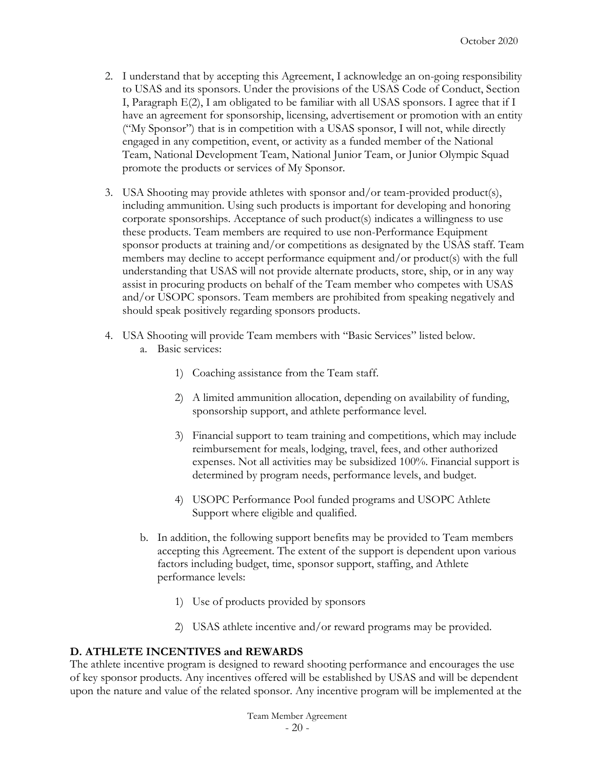2. I understand that by accepting this Agreement, I acknowledge an on-going responsibility to USAS and its sponsors. Under the provisions of the USAS Code of Conduct, Section I, Paragraph E(2), I am obligated to be familiar with all USAS sponsors. I agree that if I have an agreement for sponsorship, licensing, advertisement or promotion with an entity ("My Sponsor") that is in competition with a USAS sponsor, I will not, while directly engaged in any competition, event, or activity as a funded member of the National Team, National Development Team, National Junior Team, or Junior Olympic Squad promote the products or services of My Sponsor.

3. USA Shooting may provide athletes with sponsor and/or team-provided product(s), including ammunition. Using such products is important for developing and honoring corporate sponsorships. Acceptance of such product(s) indicates a willingness to use these products. Team members are required to use non-Performance Equipment sponsor products at training and/or competitions as designated by the USAS staff. Team members may decline to accept performance equipment and/or product(s) with the full understanding that USAS will not provide alternate products, store, ship, or in any way assist in procuring products on behalf of the Team member who competes with USAS and/or USOPC sponsors. Team members are prohibited from speaking negatively and should speak positively regarding sponsors products.

4. USA Shooting will provide Team members with "Basic Services" listed below.
   a. Basic services:

      1) Coaching assistance from the Team staff.

      2) A limited ammunition allocation, depending on availability of funding, sponsorship support, and athlete performance level.

      3) Financial support to team training and competitions, which may include reimbursement for meals, lodging, travel, fees, and other authorized expenses. Not all activities may be subsidized 100%. Financial support is determined by program needs, performance levels, and budget.

      4) USOPC Performance Pool funded programs and USOPC Athlete Support where eligible and qualified.

   b. In addition, the following support benefits may be provided to Team members accepting this Agreement. The extent of the support is dependent upon various factors including budget, time, sponsor support, staffing, and Athlete performance levels:

      1) Use of products provided by sponsors

      2) USAS athlete incentive and/or reward programs may be provided.

**D. ATHLETE INCENTIVES and REWARDS**

The athlete incentive program is designed to reward shooting performance and encourages the use of key sponsor products. Any incentives offered will be established by USAS and will be dependent upon the nature and value of the related sponsor. Any incentive program will be implemented at the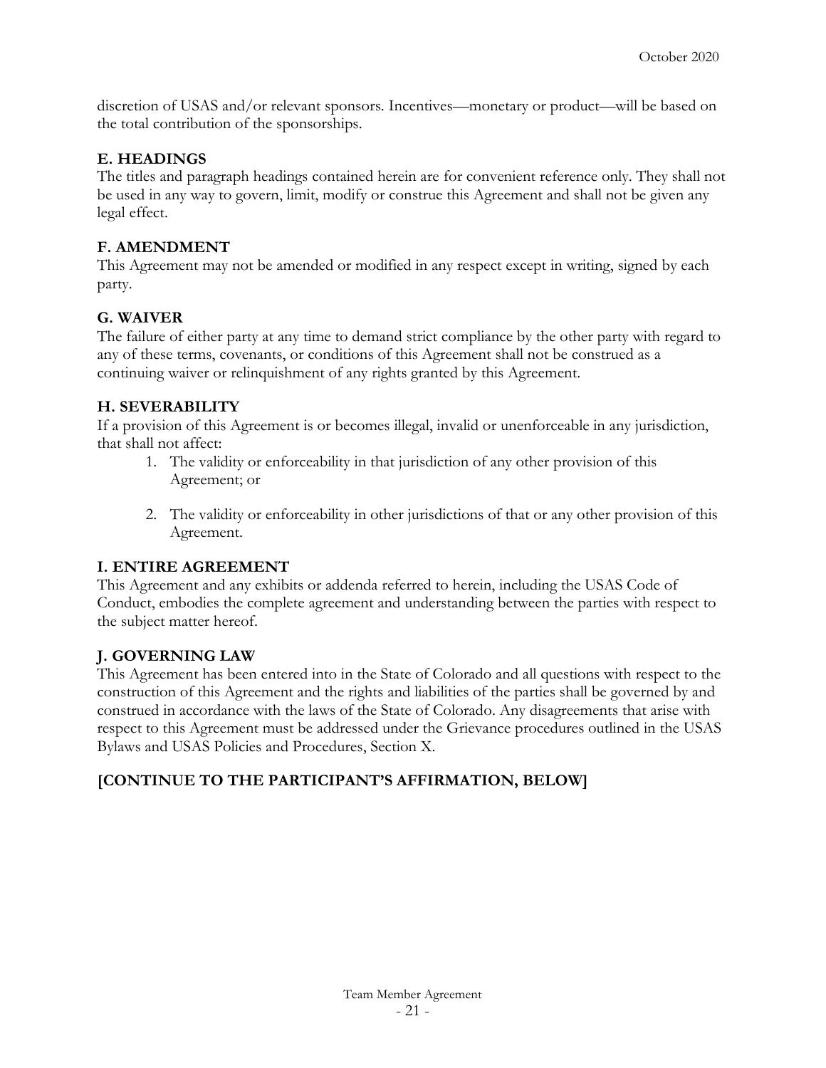discretion of USAS and/or relevant sponsors. Incentives—monetary or product—will be based on the total contribution of the sponsorships.

### E. HEADINGS

The titles and paragraph headings contained herein are for convenient reference only. They shall not be used in any way to govern, limit, modify or construe this Agreement and shall not be given any legal effect.

### F. AMENDMENT

This Agreement may not be amended or modified in any respect except in writing, signed by each party.

### G. WAIVER

The failure of either party at any time to demand strict compliance by the other party with regard to any of these terms, covenants, or conditions of this Agreement shall not be construed as a continuing waiver or relinquishment of any rights granted by this Agreement.

### H. SEVERABILITY

If a provision of this Agreement is or becomes illegal, invalid or unenforceable in any jurisdiction, that shall not affect:

1. The validity or enforceability in that jurisdiction of any other provision of this Agreement; or

2. The validity or enforceability in other jurisdictions of that or any other provision of this Agreement.

### I. ENTIRE AGREEMENT

This Agreement and any exhibits or addenda referred to herein, including the USAS Code of Conduct, embodies the complete agreement and understanding between the parties with respect to the subject matter hereof.

### J. GOVERNING LAW

This Agreement has been entered into in the State of Colorado and all questions with respect to the construction of this Agreement and the rights and liabilities of the parties shall be governed by and construed in accordance with the laws of the State of Colorado. Any disagreements that arise with respect to this Agreement must be addressed under the Grievance procedures outlined in the USAS Bylaws and USAS Policies and Procedures, Section X.

### [CONTINUE TO THE PARTICIPANT'S AFFIRMATION, BELOW]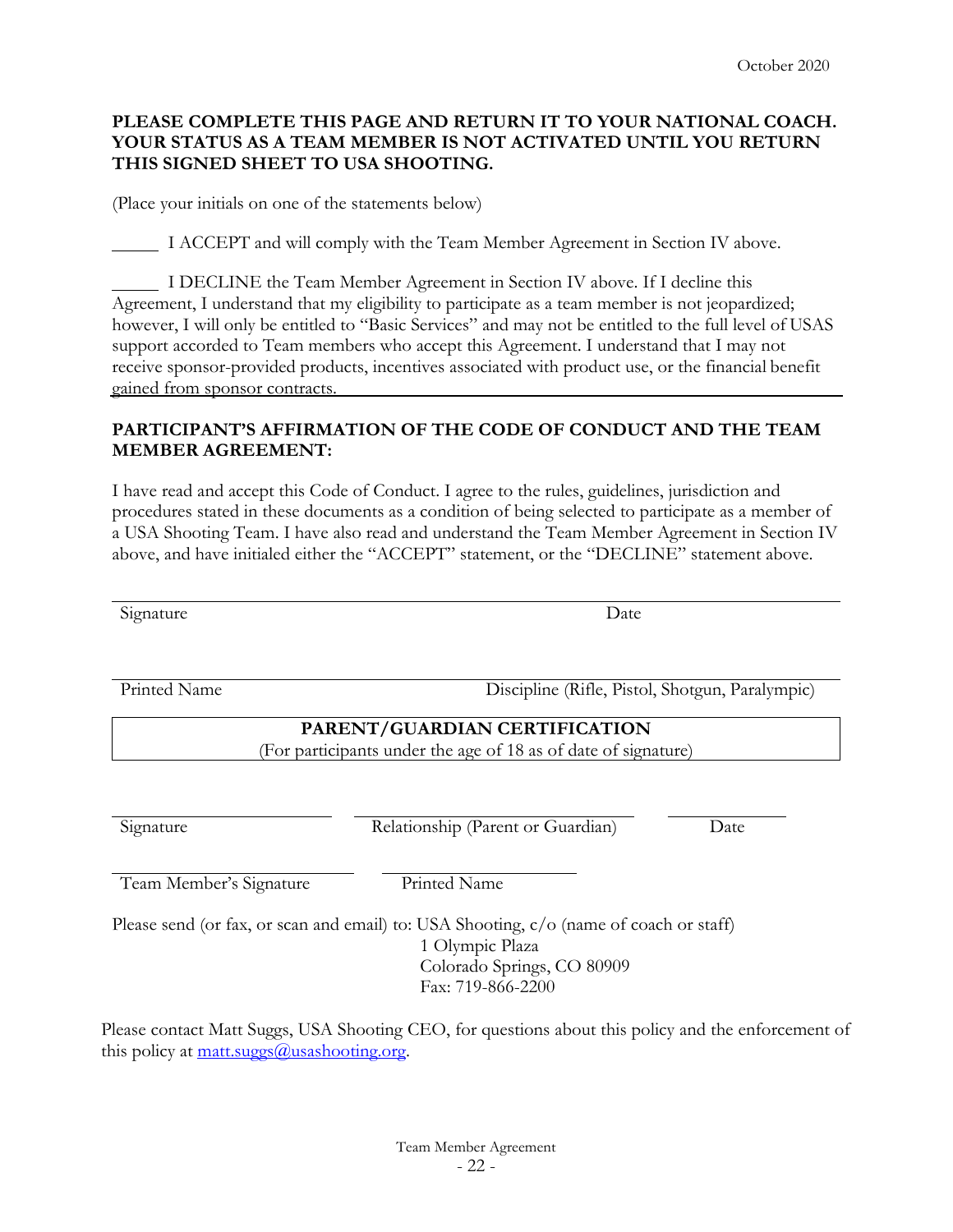**PLEASE COMPLETE THIS PAGE AND RETURN IT TO YOUR NATIONAL COACH. YOUR STATUS AS A TEAM MEMBER IS NOT ACTIVATED UNTIL YOU RETURN THIS SIGNED SHEET TO USA SHOOTING.**

(Place your initials on one of the statements below)

_____ I ACCEPT and will comply with the Team Member Agreement in Section IV above.

_____ I DECLINE the Team Member Agreement in Section IV above. If I decline this Agreement, I understand that my eligibility to participate as a team member is not jeopardized; however, I will only be entitled to "Basic Services" and may not be entitled to the full level of USAS support accorded to Team members who accept this Agreement. I understand that I may not receive sponsor-provided products, incentives associated with product use, or the financial benefit gained from sponsor contracts.

**PARTICIPANT'S AFFIRMATION OF THE CODE OF CONDUCT AND THE TEAM MEMBER AGREEMENT:**

I have read and accept this Code of Conduct. I agree to the rules, guidelines, jurisdiction and procedures stated in these documents as a condition of being selected to participate as a member of a USA Shooting Team. I have also read and understand the Team Member Agreement in Section IV above, and have initialed either the "ACCEPT" statement, or the "DECLINE" statement above.

______________________________________________________________________

Signature                                                                                    Date

______________________________________________________________________

Printed Name                                                      Discipline (Rifle, Pistol, Shotgun, Paralympic)

**PARENT/GUARDIAN CERTIFICATION**

(For participants under the age of 18 as of date of signature)

____________________    ________________________    __________

Signature                          Relationship (Parent or Guardian)          Date

______________________    ____________________

Team Member's Signature          Printed Name

Please send (or fax, or scan and email) to: USA Shooting, c/o (name of coach or staff)
1 Olympic Plaza
Colorado Springs, CO 80909
Fax: 719-866-2200

Please contact Matt Suggs, USA Shooting CEO, for questions about this policy and the enforcement of this policy at matt.suggs@usashooting.org.